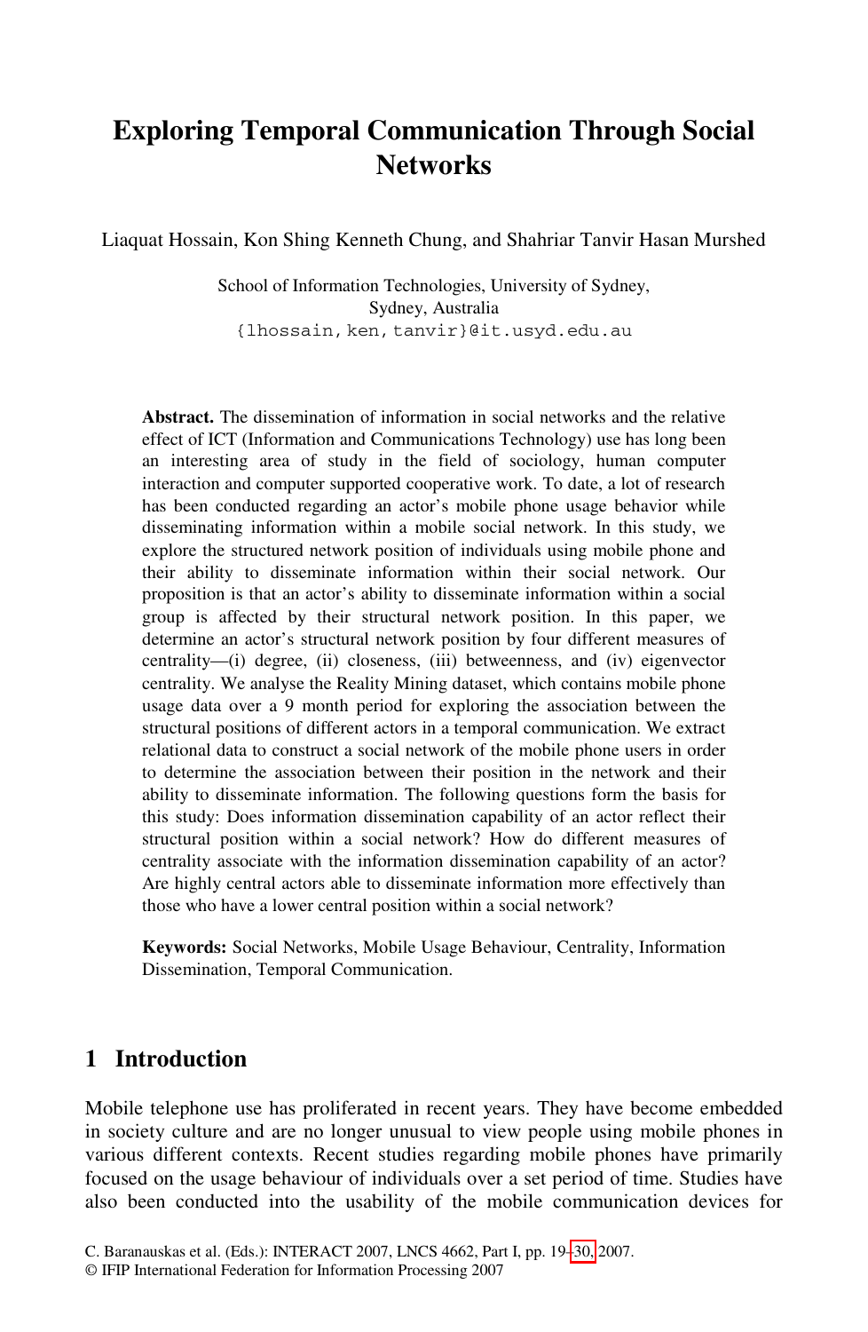# Exploring Temporal Communication Through Social Networks

Liaquat Hossain, Kon Shing Kenneth Chung, and Shahriar Tanvir Hasan Murshed

School of Information Technologies, University of Sydney,
Sydney, Australia
{lhossain, ken, tanvir}@it.usyd.edu.au

**Abstract.** The dissemination of information in social networks and the relative effect of ICT (Information and Communications Technology) use has long been an interesting area of study in the field of sociology, human computer interaction and computer supported cooperative work. To date, a lot of research has been conducted regarding an actor's mobile phone usage behavior while disseminating information within a mobile social network. In this study, we explore the structured network position of individuals using mobile phone and their ability to disseminate information within their social network. Our proposition is that an actor's ability to disseminate information within a social group is affected by their structural network position. In this paper, we determine an actor's structural network position by four different measures of centrality—(i) degree, (ii) closeness, (iii) betweenness, and (iv) eigenvector centrality. We analyse the Reality Mining dataset, which contains mobile phone usage data over a 9 month period for exploring the association between the structural positions of different actors in a temporal communication. We extract relational data to construct a social network of the mobile phone users in order to determine the association between their position in the network and their ability to disseminate information. The following questions form the basis for this study: Does information dissemination capability of an actor reflect their structural position within a social network? How do different measures of centrality associate with the information dissemination capability of an actor? Are highly central actors able to disseminate information more effectively than those who have a lower central position within a social network?

**Keywords:** Social Networks, Mobile Usage Behaviour, Centrality, Information Dissemination, Temporal Communication.

## 1 Introduction

Mobile telephone use has proliferated in recent years. They have become embedded in society culture and are no longer unusual to view people using mobile phones in various different contexts. Recent studies regarding mobile phones have primarily focused on the usage behaviour of individuals over a set period of time. Studies have also been conducted into the usability of the mobile communication devices for

C. Baranauskas et al. (Eds.): INTERACT 2007, LNCS 4662, Part I, pp. 19–30, 2007.
© IFIP International Federation for Information Processing 2007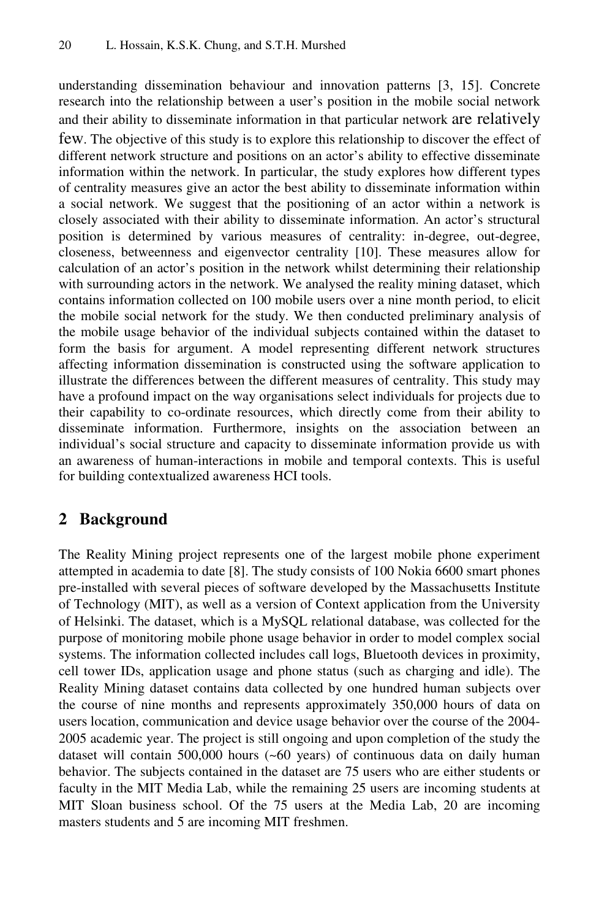understanding dissemination behaviour and innovation patterns [3, 15]. Concrete research into the relationship between a user's position in the mobile social network and their ability to disseminate information in that particular network are relatively few. The objective of this study is to explore this relationship to discover the effect of different network structure and positions on an actor's ability to effective disseminate information within the network. In particular, the study explores how different types of centrality measures give an actor the best ability to disseminate information within a social network. We suggest that the positioning of an actor within a network is closely associated with their ability to disseminate information. An actor's structural position is determined by various measures of centrality: in-degree, out-degree, closeness, betweenness and eigenvector centrality [10]. These measures allow for calculation of an actor's position in the network whilst determining their relationship with surrounding actors in the network. We analysed the reality mining dataset, which contains information collected on 100 mobile users over a nine month period, to elicit the mobile social network for the study. We then conducted preliminary analysis of the mobile usage behavior of the individual subjects contained within the dataset to form the basis for argument. A model representing different network structures affecting information dissemination is constructed using the software application to illustrate the differences between the different measures of centrality. This study may have a profound impact on the way organisations select individuals for projects due to their capability to co-ordinate resources, which directly come from their ability to disseminate information. Furthermore, insights on the association between an individual's social structure and capacity to disseminate information provide us with an awareness of human-interactions in mobile and temporal contexts. This is useful for building contextualized awareness HCI tools.

## 2 Background

The Reality Mining project represents one of the largest mobile phone experiment attempted in academia to date [8]. The study consists of 100 Nokia 6600 smart phones pre-installed with several pieces of software developed by the Massachusetts Institute of Technology (MIT), as well as a version of Context application from the University of Helsinki. The dataset, which is a MySQL relational database, was collected for the purpose of monitoring mobile phone usage behavior in order to model complex social systems. The information collected includes call logs, Bluetooth devices in proximity, cell tower IDs, application usage and phone status (such as charging and idle). The Reality Mining dataset contains data collected by one hundred human subjects over the course of nine months and represents approximately 350,000 hours of data on users location, communication and device usage behavior over the course of the 2004-2005 academic year. The project is still ongoing and upon completion of the study the dataset will contain 500,000 hours (~60 years) of continuous data on daily human behavior. The subjects contained in the dataset are 75 users who are either students or faculty in the MIT Media Lab, while the remaining 25 users are incoming students at MIT Sloan business school. Of the 75 users at the Media Lab, 20 are incoming masters students and 5 are incoming MIT freshmen.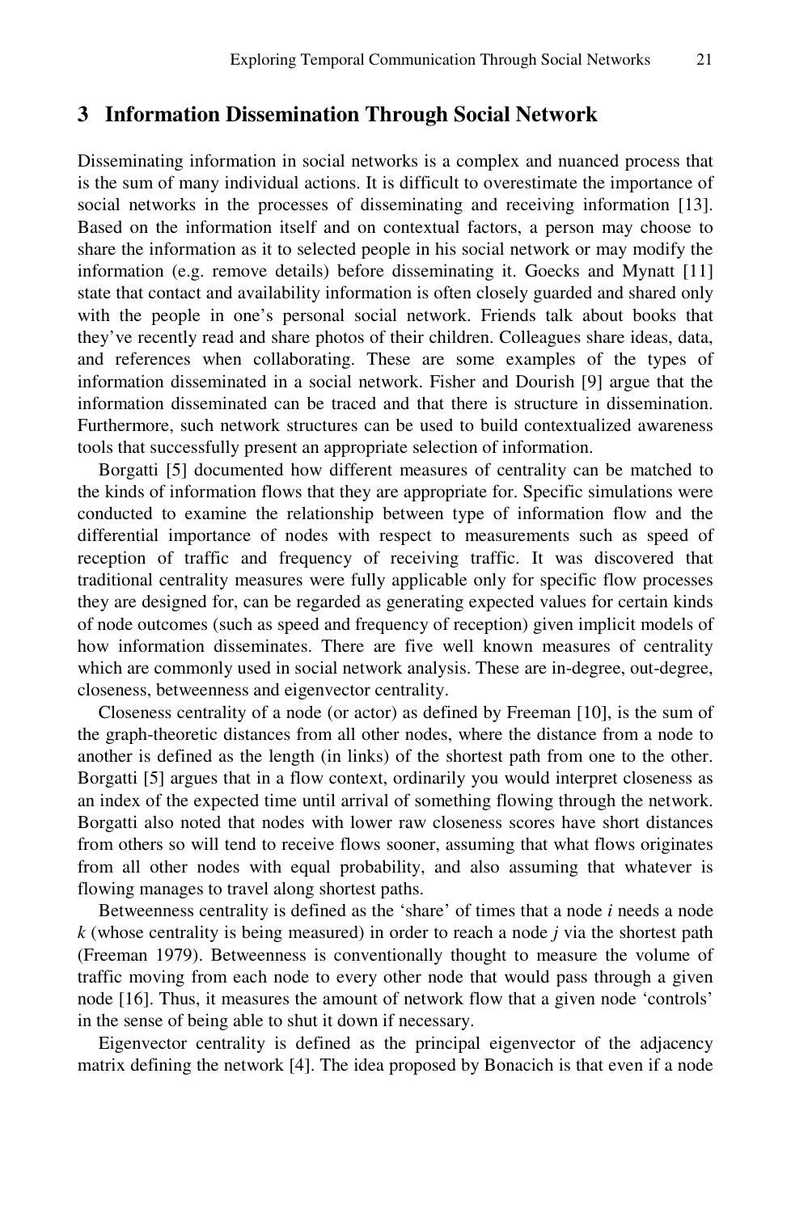## 3 Information Dissemination Through Social Network

Disseminating information in social networks is a complex and nuanced process that is the sum of many individual actions. It is difficult to overestimate the importance of social networks in the processes of disseminating and receiving information [13]. Based on the information itself and on contextual factors, a person may choose to share the information as it to selected people in his social network or may modify the information (e.g. remove details) before disseminating it. Goecks and Mynatt [11] state that contact and availability information is often closely guarded and shared only with the people in one's personal social network. Friends talk about books that they've recently read and share photos of their children. Colleagues share ideas, data, and references when collaborating. These are some examples of the types of information disseminated in a social network. Fisher and Dourish [9] argue that the information disseminated can be traced and that there is structure in dissemination. Furthermore, such network structures can be used to build contextualized awareness tools that successfully present an appropriate selection of information.

Borgatti [5] documented how different measures of centrality can be matched to the kinds of information flows that they are appropriate for. Specific simulations were conducted to examine the relationship between type of information flow and the differential importance of nodes with respect to measurements such as speed of reception of traffic and frequency of receiving traffic. It was discovered that traditional centrality measures were fully applicable only for specific flow processes they are designed for, can be regarded as generating expected values for certain kinds of node outcomes (such as speed and frequency of reception) given implicit models of how information disseminates. There are five well known measures of centrality which are commonly used in social network analysis. These are in-degree, out-degree, closeness, betweenness and eigenvector centrality.

Closeness centrality of a node (or actor) as defined by Freeman [10], is the sum of the graph-theoretic distances from all other nodes, where the distance from a node to another is defined as the length (in links) of the shortest path from one to the other. Borgatti [5] argues that in a flow context, ordinarily you would interpret closeness as an index of the expected time until arrival of something flowing through the network. Borgatti also noted that nodes with lower raw closeness scores have short distances from others so will tend to receive flows sooner, assuming that what flows originates from all other nodes with equal probability, and also assuming that whatever is flowing manages to travel along shortest paths.

Betweenness centrality is defined as the 'share' of times that a node $i$ needs a node $k$ (whose centrality is being measured) in order to reach a node $j$ via the shortest path (Freeman 1979). Betweenness is conventionally thought to measure the volume of traffic moving from each node to every other node that would pass through a given node [16]. Thus, it measures the amount of network flow that a given node 'controls' in the sense of being able to shut it down if necessary.

Eigenvector centrality is defined as the principal eigenvector of the adjacency matrix defining the network [4]. The idea proposed by Bonacich is that even if a node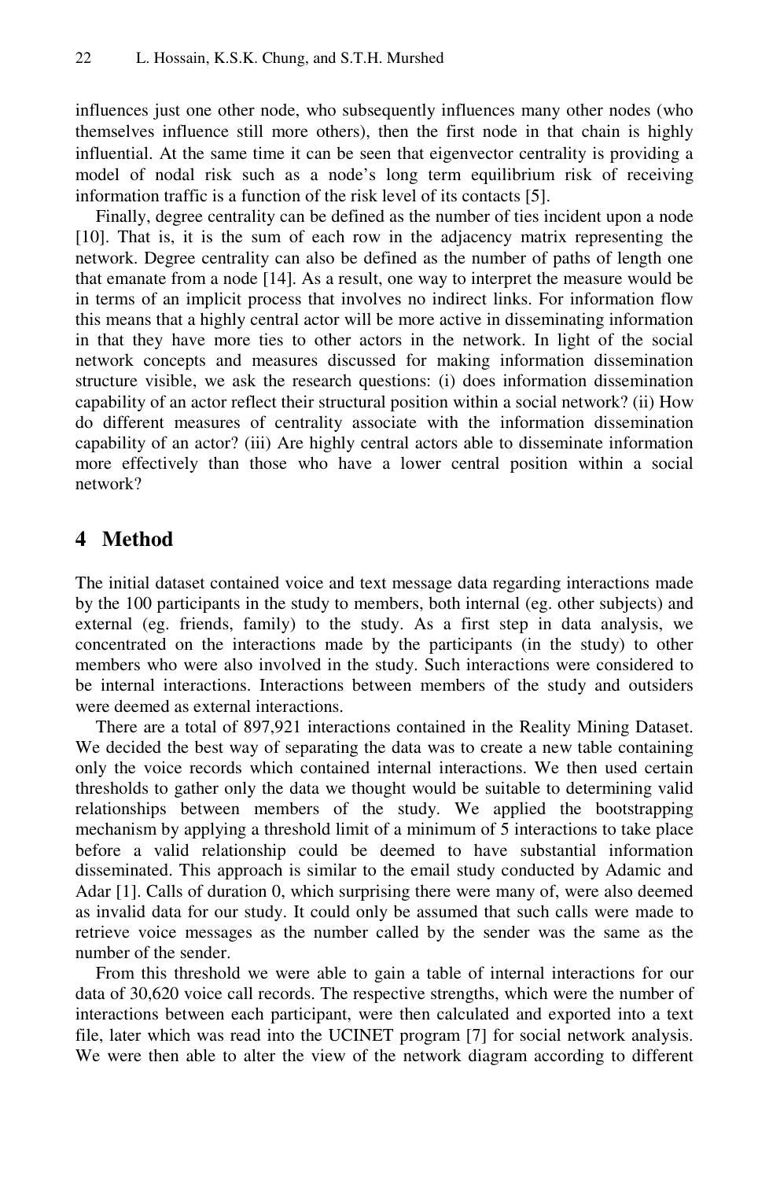influences just one other node, who subsequently influences many other nodes (who themselves influence still more others), then the first node in that chain is highly influential. At the same time it can be seen that eigenvector centrality is providing a model of nodal risk such as a node's long term equilibrium risk of receiving information traffic is a function of the risk level of its contacts [5].

Finally, degree centrality can be defined as the number of ties incident upon a node [10]. That is, it is the sum of each row in the adjacency matrix representing the network. Degree centrality can also be defined as the number of paths of length one that emanate from a node [14]. As a result, one way to interpret the measure would be in terms of an implicit process that involves no indirect links. For information flow this means that a highly central actor will be more active in disseminating information in that they have more ties to other actors in the network. In light of the social network concepts and measures discussed for making information dissemination structure visible, we ask the research questions: (i) does information dissemination capability of an actor reflect their structural position within a social network? (ii) How do different measures of centrality associate with the information dissemination capability of an actor? (iii) Are highly central actors able to disseminate information more effectively than those who have a lower central position within a social network?

## 4 Method

The initial dataset contained voice and text message data regarding interactions made by the 100 participants in the study to members, both internal (eg. other subjects) and external (eg. friends, family) to the study. As a first step in data analysis, we concentrated on the interactions made by the participants (in the study) to other members who were also involved in the study. Such interactions were considered to be internal interactions. Interactions between members of the study and outsiders were deemed as external interactions.

There are a total of 897,921 interactions contained in the Reality Mining Dataset. We decided the best way of separating the data was to create a new table containing only the voice records which contained internal interactions. We then used certain thresholds to gather only the data we thought would be suitable to determining valid relationships between members of the study. We applied the bootstrapping mechanism by applying a threshold limit of a minimum of 5 interactions to take place before a valid relationship could be deemed to have substantial information disseminated. This approach is similar to the email study conducted by Adamic and Adar [1]. Calls of duration 0, which surprising there were many of, were also deemed as invalid data for our study. It could only be assumed that such calls were made to retrieve voice messages as the number called by the sender was the same as the number of the sender.

From this threshold we were able to gain a table of internal interactions for our data of 30,620 voice call records. The respective strengths, which were the number of interactions between each participant, were then calculated and exported into a text file, later which was read into the UCINET program [7] for social network analysis. We were then able to alter the view of the network diagram according to different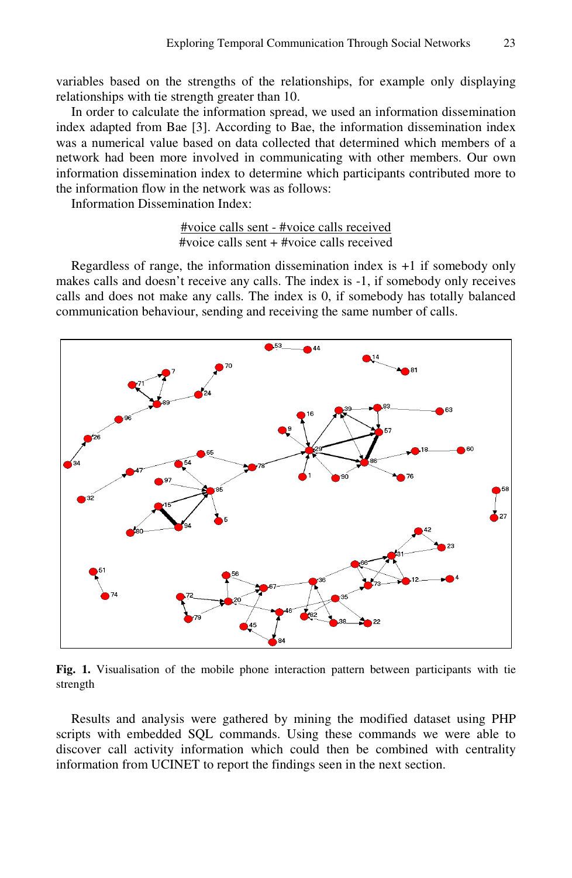variables based on the strengths of the relationships, for example only displaying relationships with tie strength greater than 10.

In order to calculate the information spread, we used an information dissemination index adapted from Bae [3]. According to Bae, the information dissemination index was a numerical value based on data collected that determined which members of a network had been more involved in communicating with other members. Our own information dissemination index to determine which participants contributed more to the information flow in the network was as follows:

Information Dissemination Index:

$$\frac{\#\text{voice calls sent} - \#\text{voice calls received}}{\#\text{voice calls sent} + \#\text{voice calls received}}$$

Regardless of range, the information dissemination index is +1 if somebody only makes calls and doesn't receive any calls. The index is -1, if somebody only receives calls and does not make any calls. The index is 0, if somebody has totally balanced communication behaviour, sending and receiving the same number of calls.

**Fig. 1.** Visualisation of the mobile phone interaction pattern between participants with tie strength

Results and analysis were gathered by mining the modified dataset using PHP scripts with embedded SQL commands. Using these commands we were able to discover call activity information which could then be combined with centrality information from UCINET to report the findings seen in the next section.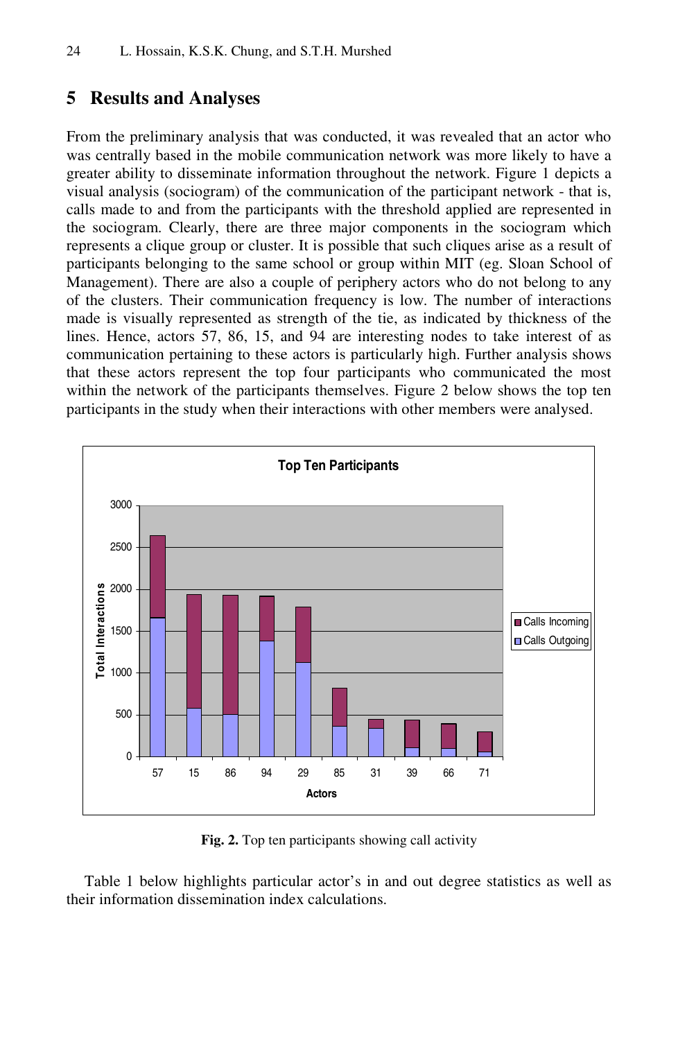## 5 Results and Analyses

From the preliminary analysis that was conducted, it was revealed that an actor who was centrally based in the mobile communication network was more likely to have a greater ability to disseminate information throughout the network. Figure 1 depicts a visual analysis (sociogram) of the communication of the participant network - that is, calls made to and from the participants with the threshold applied are represented in the sociogram. Clearly, there are three major components in the sociogram which represents a clique group or cluster. It is possible that such cliques arise as a result of participants belonging to the same school or group within MIT (eg. Sloan School of Management). There are also a couple of periphery actors who do not belong to any of the clusters. Their communication frequency is low. The number of interactions made is visually represented as strength of the tie, as indicated by thickness of the lines. Hence, actors 57, 86, 15, and 94 are interesting nodes to take interest of as communication pertaining to these actors is particularly high. Further analysis shows that these actors represent the top four participants who communicated the most within the network of the participants themselves. Figure 2 below shows the top ten participants in the study when their interactions with other members were analysed.

**Fig. 2.** Top ten participants showing call activity

Table 1 below highlights particular actor's in and out degree statistics as well as their information dissemination index calculations.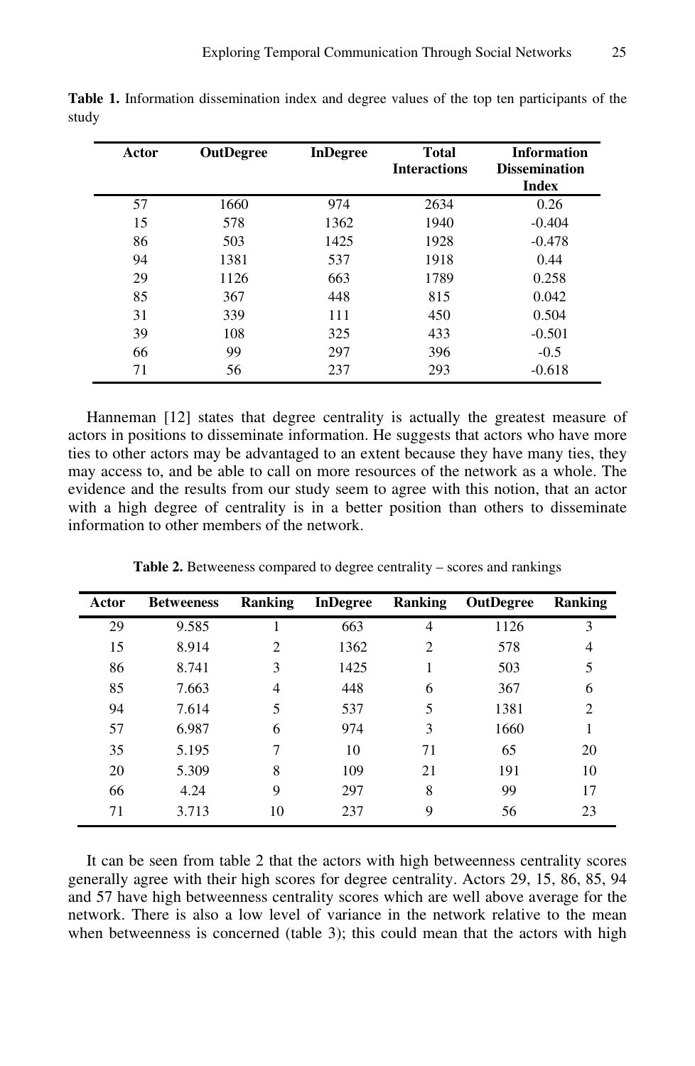**Table 1.** Information dissemination index and degree values of the top ten participants of the study

| Actor | OutDegree | InDegree | Total Interactions | Information Dissemination Index |
|---|---|---|---|---|
| 57 | 1660 | 974 | 2634 | 0.26 |
| 15 | 578 | 1362 | 1940 | -0.404 |
| 86 | 503 | 1425 | 1928 | -0.478 |
| 94 | 1381 | 537 | 1918 | 0.44 |
| 29 | 1126 | 663 | 1789 | 0.258 |
| 85 | 367 | 448 | 815 | 0.042 |
| 31 | 339 | 111 | 450 | 0.504 |
| 39 | 108 | 325 | 433 | -0.501 |
| 66 | 99 | 297 | 396 | -0.5 |
| 71 | 56 | 237 | 293 | -0.618 |

Hanneman [12] states that degree centrality is actually the greatest measure of actors in positions to disseminate information. He suggests that actors who have more ties to other actors may be advantaged to an extent because they have many ties, they may access to, and be able to call on more resources of the network as a whole. The evidence and the results from our study seem to agree with this notion, that an actor with a high degree of centrality is in a better position than others to disseminate information to other members of the network.

**Table 2.** Betweeness compared to degree centrality – scores and rankings

| Actor | Betweeness | Ranking | InDegree | Ranking | OutDegree | Ranking |
|---|---|---|---|---|---|---|
| 29 | 9.585 | 1 | 663 | 4 | 1126 | 3 |
| 15 | 8.914 | 2 | 1362 | 2 | 578 | 4 |
| 86 | 8.741 | 3 | 1425 | 1 | 503 | 5 |
| 85 | 7.663 | 4 | 448 | 6 | 367 | 6 |
| 94 | 7.614 | 5 | 537 | 5 | 1381 | 2 |
| 57 | 6.987 | 6 | 974 | 3 | 1660 | 1 |
| 35 | 5.195 | 7 | 10 | 71 | 65 | 20 |
| 20 | 5.309 | 8 | 109 | 21 | 191 | 10 |
| 66 | 4.24 | 9 | 297 | 8 | 99 | 17 |
| 71 | 3.713 | 10 | 237 | 9 | 56 | 23 |

It can be seen from table 2 that the actors with high betweenness centrality scores generally agree with their high scores for degree centrality. Actors 29, 15, 86, 85, 94 and 57 have high betweenness centrality scores which are well above average for the network. There is also a low level of variance in the network relative to the mean when betweenness is concerned (table 3); this could mean that the actors with high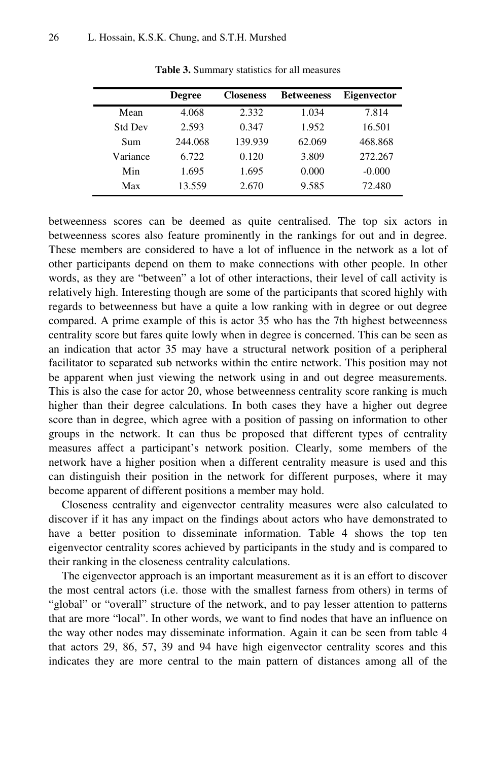**Table 3.** Summary statistics for all measures

| | Degree | Closeness | Betweeness | Eigenvector |
|---|---|---|---|---|
| Mean | 4.068 | 2.332 | 1.034 | 7.814 |
| Std Dev | 2.593 | 0.347 | 1.952 | 16.501 |
| Sum | 244.068 | 139.939 | 62.069 | 468.868 |
| Variance | 6.722 | 0.120 | 3.809 | 272.267 |
| Min | 1.695 | 1.695 | 0.000 | -0.000 |
| Max | 13.559 | 2.670 | 9.585 | 72.480 |

betweenness scores can be deemed as quite centralised. The top six actors in betweenness scores also feature prominently in the rankings for out and in degree. These members are considered to have a lot of influence in the network as a lot of other participants depend on them to make connections with other people. In other words, as they are "between" a lot of other interactions, their level of call activity is relatively high. Interesting though are some of the participants that scored highly with regards to betweenness but have a quite a low ranking with in degree or out degree compared. A prime example of this is actor 35 who has the 7th highest betweenness centrality score but fares quite lowly when in degree is concerned. This can be seen as an indication that actor 35 may have a structural network position of a peripheral facilitator to separated sub networks within the entire network. This position may not be apparent when just viewing the network using in and out degree measurements. This is also the case for actor 20, whose betweenness centrality score ranking is much higher than their degree calculations. In both cases they have a higher out degree score than in degree, which agree with a position of passing on information to other groups in the network. It can thus be proposed that different types of centrality measures affect a participant's network position. Clearly, some members of the network have a higher position when a different centrality measure is used and this can distinguish their position in the network for different purposes, where it may become apparent of different positions a member may hold.

Closeness centrality and eigenvector centrality measures were also calculated to discover if it has any impact on the findings about actors who have demonstrated to have a better position to disseminate information. Table 4 shows the top ten eigenvector centrality scores achieved by participants in the study and is compared to their ranking in the closeness centrality calculations.

The eigenvector approach is an important measurement as it is an effort to discover the most central actors (i.e. those with the smallest farness from others) in terms of "global" or "overall" structure of the network, and to pay lesser attention to patterns that are more "local". In other words, we want to find nodes that have an influence on the way other nodes may disseminate information. Again it can be seen from table 4 that actors 29, 86, 57, 39 and 94 have high eigenvector centrality scores and this indicates they are more central to the main pattern of distances among all of the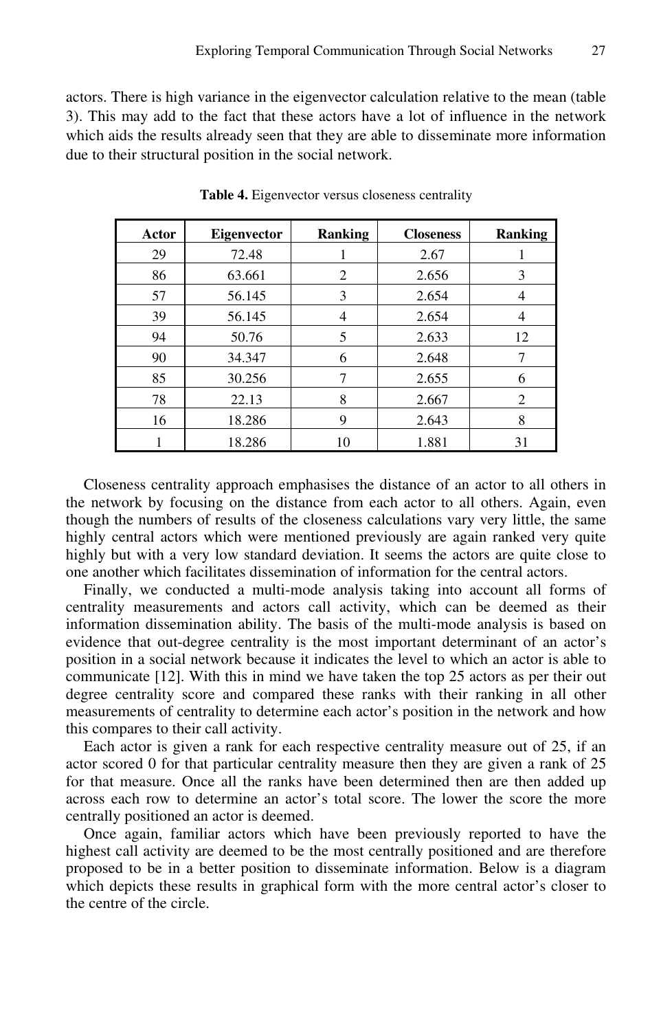actors. There is high variance in the eigenvector calculation relative to the mean (table 3). This may add to the fact that these actors have a lot of influence in the network which aids the results already seen that they are able to disseminate more information due to their structural position in the social network.

**Table 4.** Eigenvector versus closeness centrality

| Actor | Eigenvector | Ranking | Closeness | Ranking |
|---|---|---|---|---|
| 29 | 72.48 | 1 | 2.67 | 1 |
| 86 | 63.661 | 2 | 2.656 | 3 |
| 57 | 56.145 | 3 | 2.654 | 4 |
| 39 | 56.145 | 4 | 2.654 | 4 |
| 94 | 50.76 | 5 | 2.633 | 12 |
| 90 | 34.347 | 6 | 2.648 | 7 |
| 85 | 30.256 | 7 | 2.655 | 6 |
| 78 | 22.13 | 8 | 2.667 | 2 |
| 16 | 18.286 | 9 | 2.643 | 8 |
| 1 | 18.286 | 10 | 1.881 | 31 |

Closeness centrality approach emphasises the distance of an actor to all others in the network by focusing on the distance from each actor to all others. Again, even though the numbers of results of the closeness calculations vary very little, the same highly central actors which were mentioned previously are again ranked very quite highly but with a very low standard deviation. It seems the actors are quite close to one another which facilitates dissemination of information for the central actors.

Finally, we conducted a multi-mode analysis taking into account all forms of centrality measurements and actors call activity, which can be deemed as their information dissemination ability. The basis of the multi-mode analysis is based on evidence that out-degree centrality is the most important determinant of an actor's position in a social network because it indicates the level to which an actor is able to communicate [12]. With this in mind we have taken the top 25 actors as per their out degree centrality score and compared these ranks with their ranking in all other measurements of centrality to determine each actor's position in the network and how this compares to their call activity.

Each actor is given a rank for each respective centrality measure out of 25, if an actor scored 0 for that particular centrality measure then they are given a rank of 25 for that measure. Once all the ranks have been determined then are then added up across each row to determine an actor's total score. The lower the score the more centrally positioned an actor is deemed.

Once again, familiar actors which have been previously reported to have the highest call activity are deemed to be the most centrally positioned and are therefore proposed to be in a better position to disseminate information. Below is a diagram which depicts these results in graphical form with the more central actor's closer to the centre of the circle.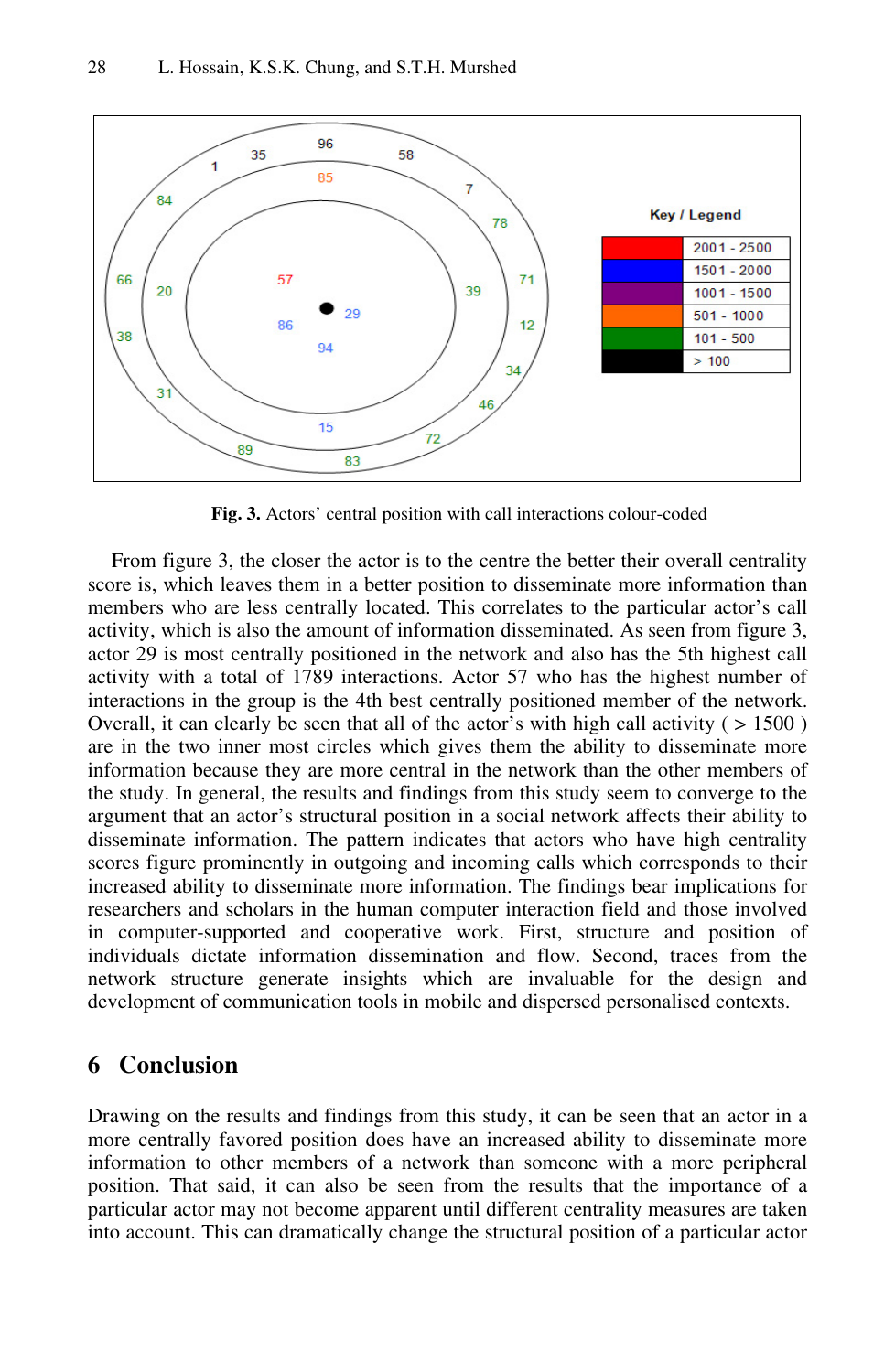**Fig. 3.** Actors' central position with call interactions colour-coded

From figure 3, the closer the actor is to the centre the better their overall centrality score is, which leaves them in a better position to disseminate more information than members who are less centrally located. This correlates to the particular actor's call activity, which is also the amount of information disseminated. As seen from figure 3, actor 29 is most centrally positioned in the network and also has the 5th highest call activity with a total of 1789 interactions. Actor 57 who has the highest number of interactions in the group is the 4th best centrally positioned member of the network. Overall, it can clearly be seen that all of the actor's with high call activity ( > 1500 ) are in the two inner most circles which gives them the ability to disseminate more information because they are more central in the network than the other members of the study. In general, the results and findings from this study seem to converge to the argument that an actor's structural position in a social network affects their ability to disseminate information. The pattern indicates that actors who have high centrality scores figure prominently in outgoing and incoming calls which corresponds to their increased ability to disseminate more information. The findings bear implications for researchers and scholars in the human computer interaction field and those involved in computer-supported and cooperative work. First, structure and position of individuals dictate information dissemination and flow. Second, traces from the network structure generate insights which are invaluable for the design and development of communication tools in mobile and dispersed personalised contexts.

## 6 Conclusion

Drawing on the results and findings from this study, it can be seen that an actor in a more centrally favored position does have an increased ability to disseminate more information to other members of a network than someone with a more peripheral position. That said, it can also be seen from the results that the importance of a particular actor may not become apparent until different centrality measures are taken into account. This can dramatically change the structural position of a particular actor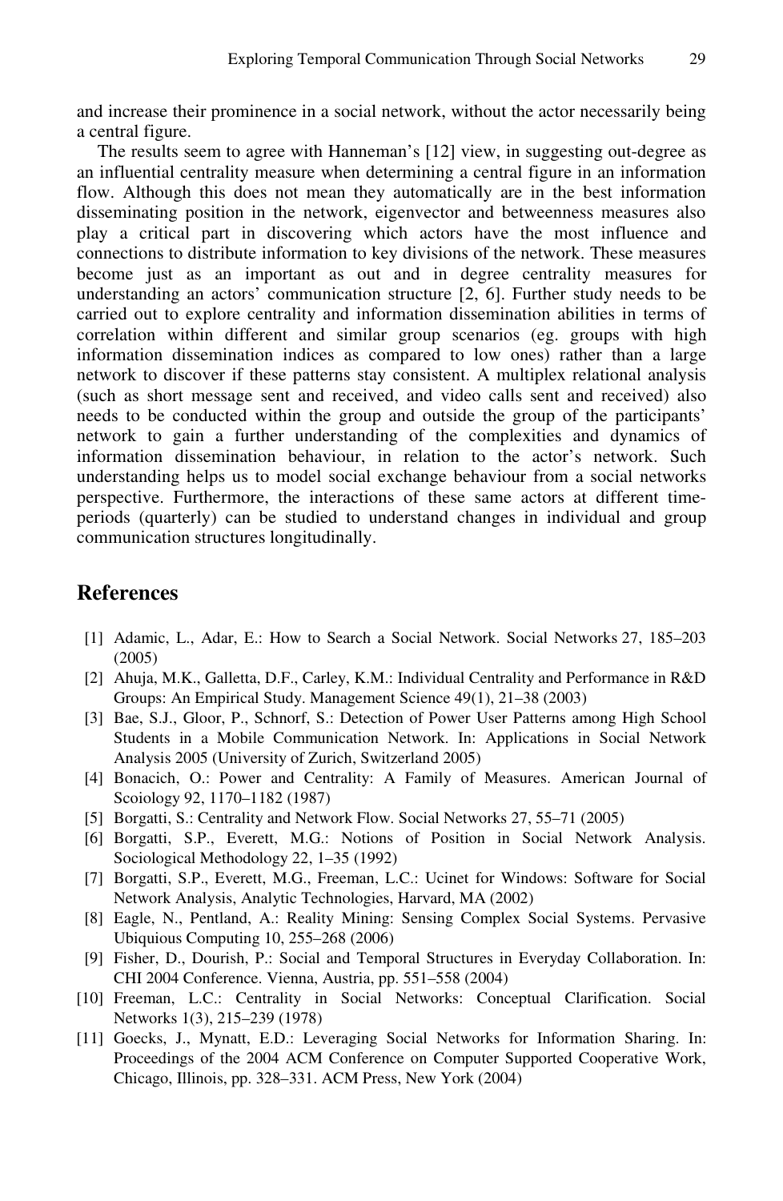and increase their prominence in a social network, without the actor necessarily being a central figure.

The results seem to agree with Hanneman's [12] view, in suggesting out-degree as an influential centrality measure when determining a central figure in an information flow. Although this does not mean they automatically are in the best information disseminating position in the network, eigenvector and betweenness measures also play a critical part in discovering which actors have the most influence and connections to distribute information to key divisions of the network. These measures become just as an important as out and in degree centrality measures for understanding an actors' communication structure [2, 6]. Further study needs to be carried out to explore centrality and information dissemination abilities in terms of correlation within different and similar group scenarios (eg. groups with high information dissemination indices as compared to low ones) rather than a large network to discover if these patterns stay consistent. A multiplex relational analysis (such as short message sent and received, and video calls sent and received) also needs to be conducted within the group and outside the group of the participants' network to gain a further understanding of the complexities and dynamics of information dissemination behaviour, in relation to the actor's network. Such understanding helps us to model social exchange behaviour from a social networks perspective. Furthermore, the interactions of these same actors at different time-periods (quarterly) can be studied to understand changes in individual and group communication structures longitudinally.

## References

[1] Adamic, L., Adar, E.: How to Search a Social Network. Social Networks 27, 185–203 (2005)

[2] Ahuja, M.K., Galletta, D.F., Carley, K.M.: Individual Centrality and Performance in R&D Groups: An Empirical Study. Management Science 49(1), 21–38 (2003)

[3] Bae, S.J., Gloor, P., Schnorf, S.: Detection of Power User Patterns among High School Students in a Mobile Communication Network. In: Applications in Social Network Analysis 2005 (University of Zurich, Switzerland 2005)

[4] Bonacich, O.: Power and Centrality: A Family of Measures. American Journal of Scoiology 92, 1170–1182 (1987)

[5] Borgatti, S.: Centrality and Network Flow. Social Networks 27, 55–71 (2005)

[6] Borgatti, S.P., Everett, M.G.: Notions of Position in Social Network Analysis. Sociological Methodology 22, 1–35 (1992)

[7] Borgatti, S.P., Everett, M.G., Freeman, L.C.: Ucinet for Windows: Software for Social Network Analysis, Analytic Technologies, Harvard, MA (2002)

[8] Eagle, N., Pentland, A.: Reality Mining: Sensing Complex Social Systems. Pervasive Ubiquious Computing 10, 255–268 (2006)

[9] Fisher, D., Dourish, P.: Social and Temporal Structures in Everyday Collaboration. In: CHI 2004 Conference. Vienna, Austria, pp. 551–558 (2004)

[10] Freeman, L.C.: Centrality in Social Networks: Conceptual Clarification. Social Networks 1(3), 215–239 (1978)

[11] Goecks, J., Mynatt, E.D.: Leveraging Social Networks for Information Sharing. In: Proceedings of the 2004 ACM Conference on Computer Supported Cooperative Work, Chicago, Illinois, pp. 328–331. ACM Press, New York (2004)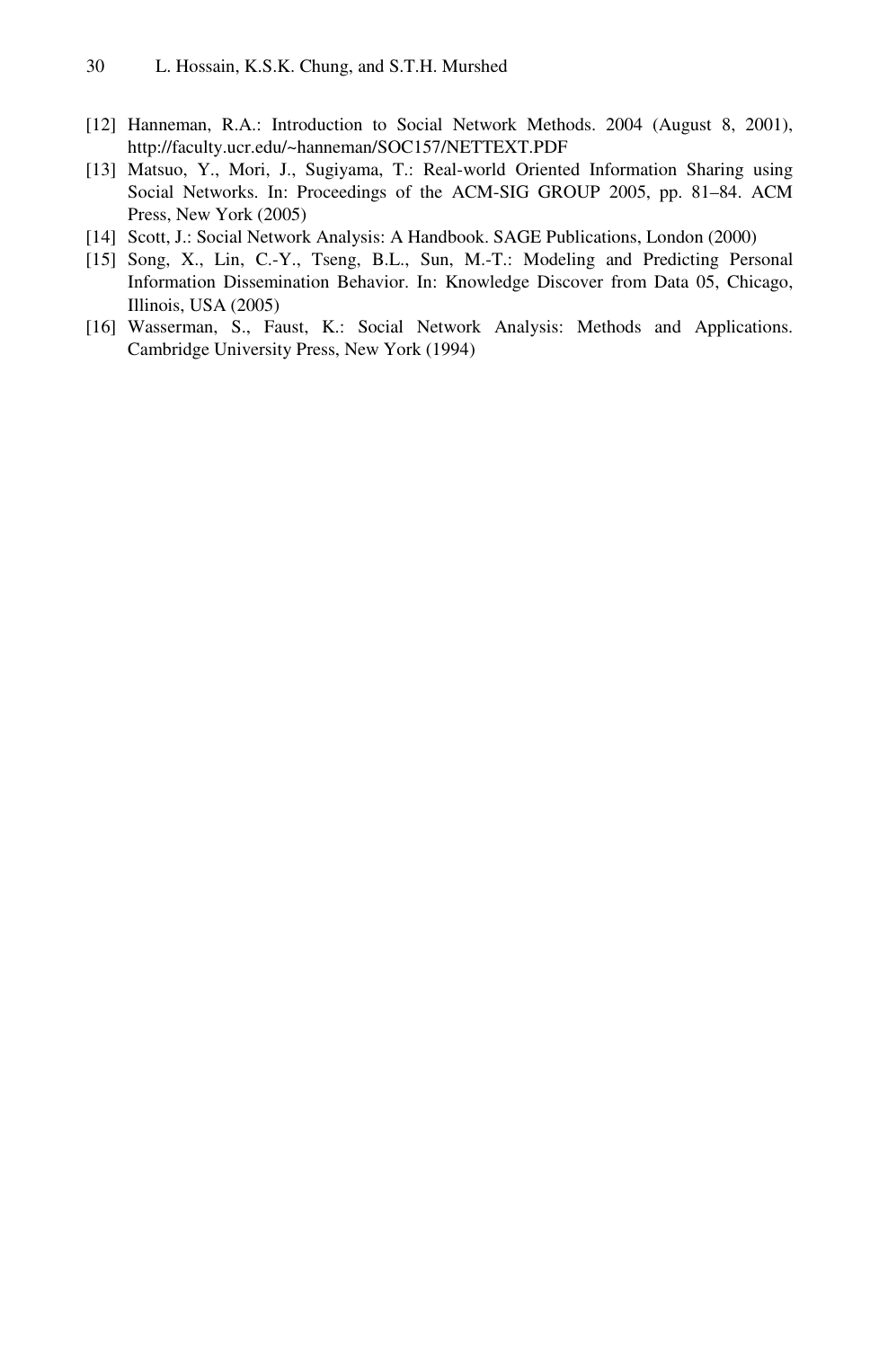[12] Hanneman, R.A.: Introduction to Social Network Methods. 2004 (August 8, 2001), http://faculty.ucr.edu/~hanneman/SOC157/NETTEXT.PDF

[13] Matsuo, Y., Mori, J., Sugiyama, T.: Real-world Oriented Information Sharing using Social Networks. In: Proceedings of the ACM-SIG GROUP 2005, pp. 81–84. ACM Press, New York (2005)

[14] Scott, J.: Social Network Analysis: A Handbook. SAGE Publications, London (2000)

[15] Song, X., Lin, C.-Y., Tseng, B.L., Sun, M.-T.: Modeling and Predicting Personal Information Dissemination Behavior. In: Knowledge Discover from Data 05, Chicago, Illinois, USA (2005)

[16] Wasserman, S., Faust, K.: Social Network Analysis: Methods and Applications. Cambridge University Press, New York (1994)